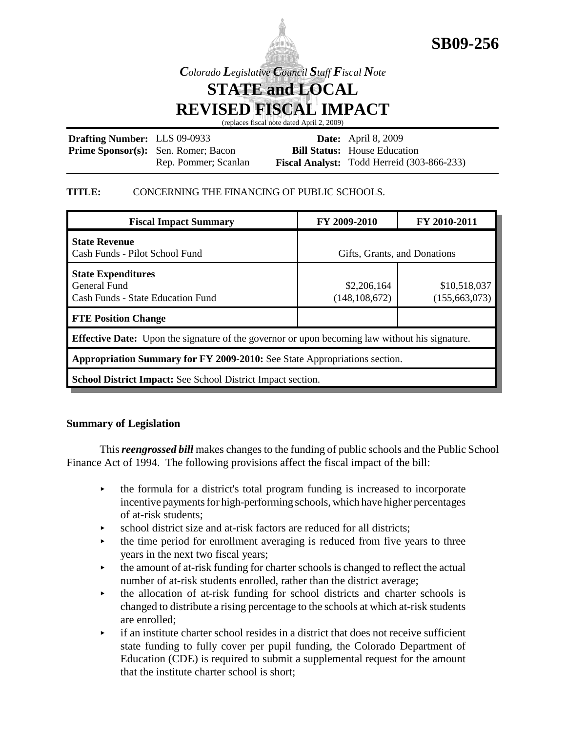**SB09-256**

*Colorado Legislative Council Staff Fiscal Note*

# STATE and LOCAL REVISED FISCAL IMPACT

(replaces fiscal note dated April 2, 2009)

**Drafting Number:** LLS 09-0933
**Prime Sponsor(s):** Sen. Romer; Bacon
Rep. Pommer; Scanlan

**Date:** April 8, 2009
**Bill Status:** House Education
**Fiscal Analyst:** Todd Herreid (303-866-233)

**TITLE:** CONCERNING THE FINANCING OF PUBLIC SCHOOLS.

| Fiscal Impact Summary | FY 2009-2010 | FY 2010-2011 |
|---|---|---|
| **State Revenue**<br>Cash Funds - Pilot School Fund | Gifts, Grants, and Donations | |
| **State Expenditures**<br>General Fund<br>Cash Funds - State Education Fund | <br>\$2,206,164<br>(148,108,672) | <br>\$10,518,037<br>(155,663,073) |
| **FTE Position Change** | | |
| **Effective Date:** Upon the signature of the governor or upon becoming law without his signature. | | |
| **Appropriation Summary for FY 2009-2010:** See State Appropriations section. | | |
| **School District Impact:** See School District Impact section. | | |

## Summary of Legislation

This ***reengrossed bill*** makes changes to the funding of public schools and the Public School Finance Act of 1994. The following provisions affect the fiscal impact of the bill:

- the formula for a district's total program funding is increased to incorporate incentive payments for high-performing schools, which have higher percentages of at-risk students;
- school district size and at-risk factors are reduced for all districts;
- the time period for enrollment averaging is reduced from five years to three years in the next two fiscal years;
- the amount of at-risk funding for charter schools is changed to reflect the actual number of at-risk students enrolled, rather than the district average;
- the allocation of at-risk funding for school districts and charter schools is changed to distribute a rising percentage to the schools at which at-risk students are enrolled;
- if an institute charter school resides in a district that does not receive sufficient state funding to fully cover per pupil funding, the Colorado Department of Education (CDE) is required to submit a supplemental request for the amount that the institute charter school is short;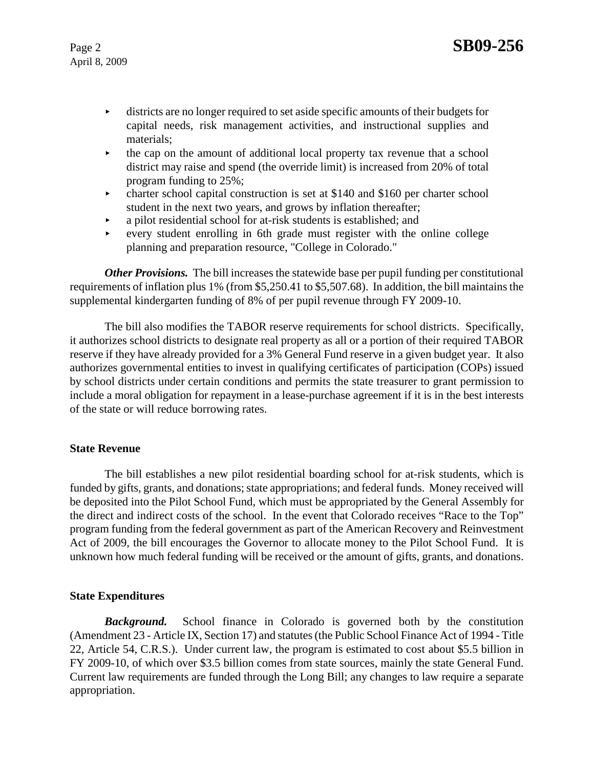- districts are no longer required to set aside specific amounts of their budgets for capital needs, risk management activities, and instructional supplies and materials;
- the cap on the amount of additional local property tax revenue that a school district may raise and spend (the override limit) is increased from 20% of total program funding to 25%;
- charter school capital construction is set at $140 and $160 per charter school student in the next two years, and grows by inflation thereafter;
- a pilot residential school for at-risk students is established; and
- every student enrolling in 6th grade must register with the online college planning and preparation resource, "College in Colorado."

***Other Provisions.*** The bill increases the statewide base per pupil funding per constitutional requirements of inflation plus 1% (from $5,250.41 to $5,507.68). In addition, the bill maintains the supplemental kindergarten funding of 8% of per pupil revenue through FY 2009-10.

The bill also modifies the TABOR reserve requirements for school districts. Specifically, it authorizes school districts to designate real property as all or a portion of their required TABOR reserve if they have already provided for a 3% General Fund reserve in a given budget year. It also authorizes governmental entities to invest in qualifying certificates of participation (COPs) issued by school districts under certain conditions and permits the state treasurer to grant permission to include a moral obligation for repayment in a lease-purchase agreement if it is in the best interests of the state or will reduce borrowing rates.

### State Revenue

The bill establishes a new pilot residential boarding school for at-risk students, which is funded by gifts, grants, and donations; state appropriations; and federal funds. Money received will be deposited into the Pilot School Fund, which must be appropriated by the General Assembly for the direct and indirect costs of the school. In the event that Colorado receives "Race to the Top" program funding from the federal government as part of the American Recovery and Reinvestment Act of 2009, the bill encourages the Governor to allocate money to the Pilot School Fund. It is unknown how much federal funding will be received or the amount of gifts, grants, and donations.

### State Expenditures

***Background.*** School finance in Colorado is governed both by the constitution (Amendment 23 - Article IX, Section 17) and statutes (the Public School Finance Act of 1994 - Title 22, Article 54, C.R.S.). Under current law, the program is estimated to cost about $5.5 billion in FY 2009-10, of which over $3.5 billion comes from state sources, mainly the state General Fund. Current law requirements are funded through the Long Bill; any changes to law require a separate appropriation.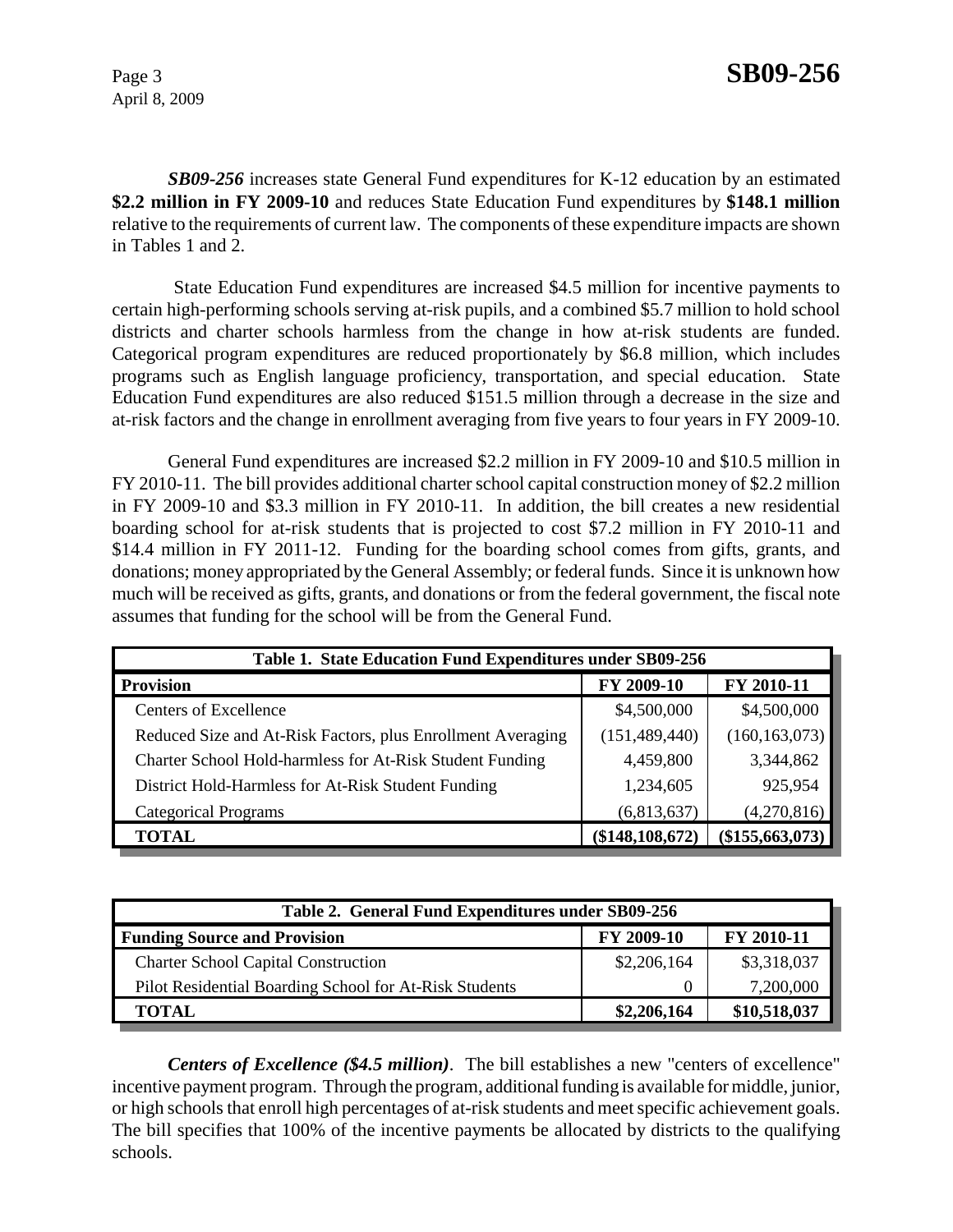*SB09-256* increases state General Fund expenditures for K-12 education by an estimated **$2.2 million in FY 2009-10** and reduces State Education Fund expenditures by **$148.1 million** relative to the requirements of current law. The components of these expenditure impacts are shown in Tables 1 and 2.

State Education Fund expenditures are increased $4.5 million for incentive payments to certain high-performing schools serving at-risk pupils, and a combined $5.7 million to hold school districts and charter schools harmless from the change in how at-risk students are funded. Categorical program expenditures are reduced proportionately by $6.8 million, which includes programs such as English language proficiency, transportation, and special education. State Education Fund expenditures are also reduced $151.5 million through a decrease in the size and at-risk factors and the change in enrollment averaging from five years to four years in FY 2009-10.

General Fund expenditures are increased $2.2 million in FY 2009-10 and $10.5 million in FY 2010-11. The bill provides additional charter school capital construction money of $2.2 million in FY 2009-10 and $3.3 million in FY 2010-11. In addition, the bill creates a new residential boarding school for at-risk students that is projected to cost $7.2 million in FY 2010-11 and $14.4 million in FY 2011-12. Funding for the boarding school comes from gifts, grants, and donations; money appropriated by the General Assembly; or federal funds. Since it is unknown how much will be received as gifts, grants, and donations or from the federal government, the fiscal note assumes that funding for the school will be from the General Fund.

**Table 1. State Education Fund Expenditures under SB09-256**

| Provision | FY 2009-10 | FY 2010-11 |
|---|---|---|
| Centers of Excellence | $4,500,000 | $4,500,000 |
| Reduced Size and At-Risk Factors, plus Enrollment Averaging | (151,489,440) | (160,163,073) |
| Charter School Hold-harmless for At-Risk Student Funding | 4,459,800 | 3,344,862 |
| District Hold-Harmless for At-Risk Student Funding | 1,234,605 | 925,954 |
| Categorical Programs | (6,813,637) | (4,270,816) |
| **TOTAL** | **($148,108,672)** | **($155,663,073)** |

**Table 2. General Fund Expenditures under SB09-256**

| Funding Source and Provision | FY 2009-10 | FY 2010-11 |
|---|---|---|
| Charter School Capital Construction | $2,206,164 | $3,318,037 |
| Pilot Residential Boarding School for At-Risk Students | 0 | 7,200,000 |
| **TOTAL** | **$2,206,164** | **$10,518,037** |

***Centers of Excellence ($4.5 million)***. The bill establishes a new "centers of excellence" incentive payment program. Through the program, additional funding is available for middle, junior, or high schools that enroll high percentages of at-risk students and meet specific achievement goals. The bill specifies that 100% of the incentive payments be allocated by districts to the qualifying schools.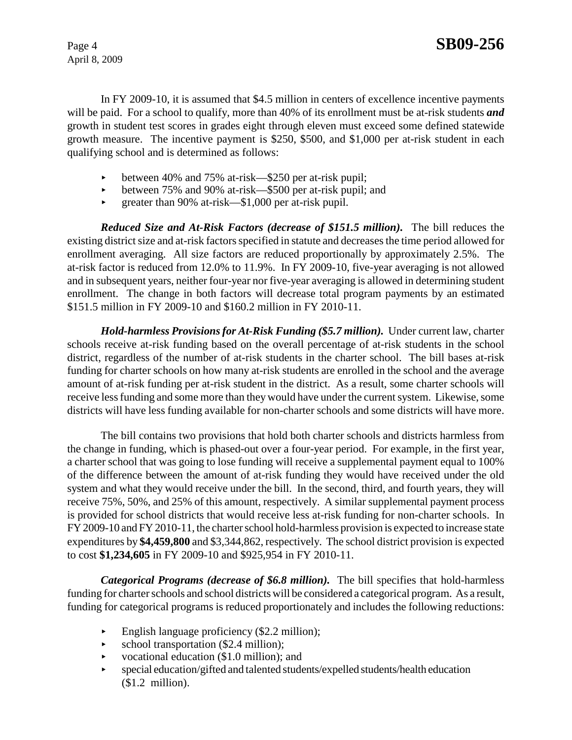In FY 2009-10, it is assumed that $4.5 million in centers of excellence incentive payments will be paid. For a school to qualify, more than 40% of its enrollment must be at-risk students ***and*** growth in student test scores in grades eight through eleven must exceed some defined statewide growth measure. The incentive payment is $250, $500, and $1,000 per at-risk student in each qualifying school and is determined as follows:

- between 40% and 75% at-risk—$250 per at-risk pupil;
- between 75% and 90% at-risk—$500 per at-risk pupil; and
- greater than 90% at-risk—$1,000 per at-risk pupil.

***Reduced Size and At-Risk Factors (decrease of $151.5 million).*** The bill reduces the existing district size and at-risk factors specified in statute and decreases the time period allowed for enrollment averaging. All size factors are reduced proportionally by approximately 2.5%. The at-risk factor is reduced from 12.0% to 11.9%. In FY 2009-10, five-year averaging is not allowed and in subsequent years, neither four-year nor five-year averaging is allowed in determining student enrollment. The change in both factors will decrease total program payments by an estimated $151.5 million in FY 2009-10 and $160.2 million in FY 2010-11.

***Hold-harmless Provisions for At-Risk Funding ($5.7 million).*** Under current law, charter schools receive at-risk funding based on the overall percentage of at-risk students in the school district, regardless of the number of at-risk students in the charter school. The bill bases at-risk funding for charter schools on how many at-risk students are enrolled in the school and the average amount of at-risk funding per at-risk student in the district. As a result, some charter schools will receive less funding and some more than they would have under the current system. Likewise, some districts will have less funding available for non-charter schools and some districts will have more.

The bill contains two provisions that hold both charter schools and districts harmless from the change in funding, which is phased-out over a four-year period. For example, in the first year, a charter school that was going to lose funding will receive a supplemental payment equal to 100% of the difference between the amount of at-risk funding they would have received under the old system and what they would receive under the bill. In the second, third, and fourth years, they will receive 75%, 50%, and 25% of this amount, respectively. A similar supplemental payment process is provided for school districts that would receive less at-risk funding for non-charter schools. In FY 2009-10 and FY 2010-11, the charter school hold-harmless provision is expected to increase state expenditures by **$4,459,800** and $3,344,862, respectively. The school district provision is expected to cost **$1,234,605** in FY 2009-10 and $925,954 in FY 2010-11.

***Categorical Programs (decrease of $6.8 million).*** The bill specifies that hold-harmless funding for charter schools and school districts will be considered a categorical program. As a result, funding for categorical programs is reduced proportionately and includes the following reductions:

- English language proficiency ($2.2 million);
- school transportation ($2.4 million);
- vocational education ($1.0 million); and
- special education/gifted and talented students/expelled students/health education ($1.2 million).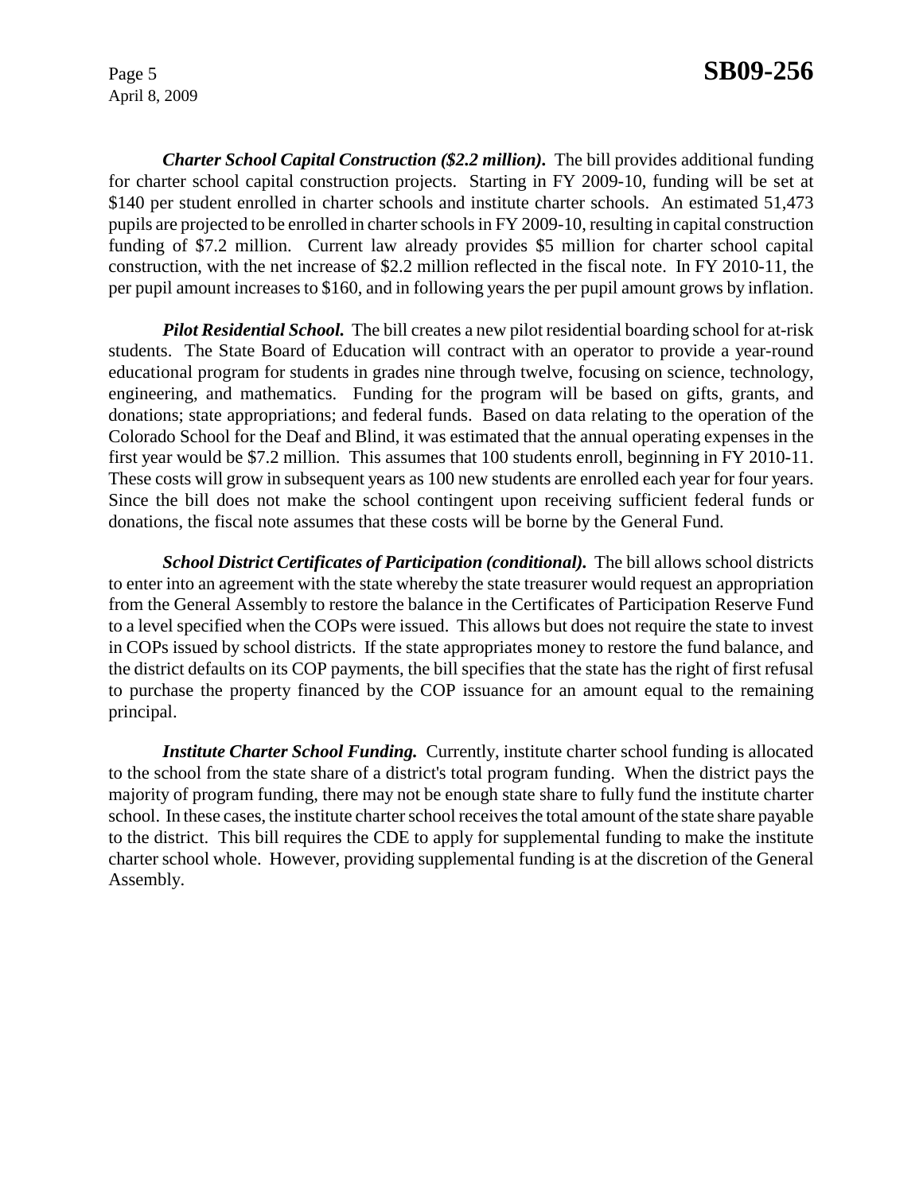***Charter School Capital Construction ($2.2 million).*** The bill provides additional funding for charter school capital construction projects. Starting in FY 2009-10, funding will be set at $140 per student enrolled in charter schools and institute charter schools. An estimated 51,473 pupils are projected to be enrolled in charter schools in FY 2009-10, resulting in capital construction funding of $7.2 million. Current law already provides $5 million for charter school capital construction, with the net increase of $2.2 million reflected in the fiscal note. In FY 2010-11, the per pupil amount increases to $160, and in following years the per pupil amount grows by inflation.

***Pilot Residential School.*** The bill creates a new pilot residential boarding school for at-risk students. The State Board of Education will contract with an operator to provide a year-round educational program for students in grades nine through twelve, focusing on science, technology, engineering, and mathematics. Funding for the program will be based on gifts, grants, and donations; state appropriations; and federal funds. Based on data relating to the operation of the Colorado School for the Deaf and Blind, it was estimated that the annual operating expenses in the first year would be $7.2 million. This assumes that 100 students enroll, beginning in FY 2010-11. These costs will grow in subsequent years as 100 new students are enrolled each year for four years. Since the bill does not make the school contingent upon receiving sufficient federal funds or donations, the fiscal note assumes that these costs will be borne by the General Fund.

***School District Certificates of Participation (conditional).*** The bill allows school districts to enter into an agreement with the state whereby the state treasurer would request an appropriation from the General Assembly to restore the balance in the Certificates of Participation Reserve Fund to a level specified when the COPs were issued. This allows but does not require the state to invest in COPs issued by school districts. If the state appropriates money to restore the fund balance, and the district defaults on its COP payments, the bill specifies that the state has the right of first refusal to purchase the property financed by the COP issuance for an amount equal to the remaining principal.

***Institute Charter School Funding.*** Currently, institute charter school funding is allocated to the school from the state share of a district's total program funding. When the district pays the majority of program funding, there may not be enough state share to fully fund the institute charter school. In these cases, the institute charter school receives the total amount of the state share payable to the district. This bill requires the CDE to apply for supplemental funding to make the institute charter school whole. However, providing supplemental funding is at the discretion of the General Assembly.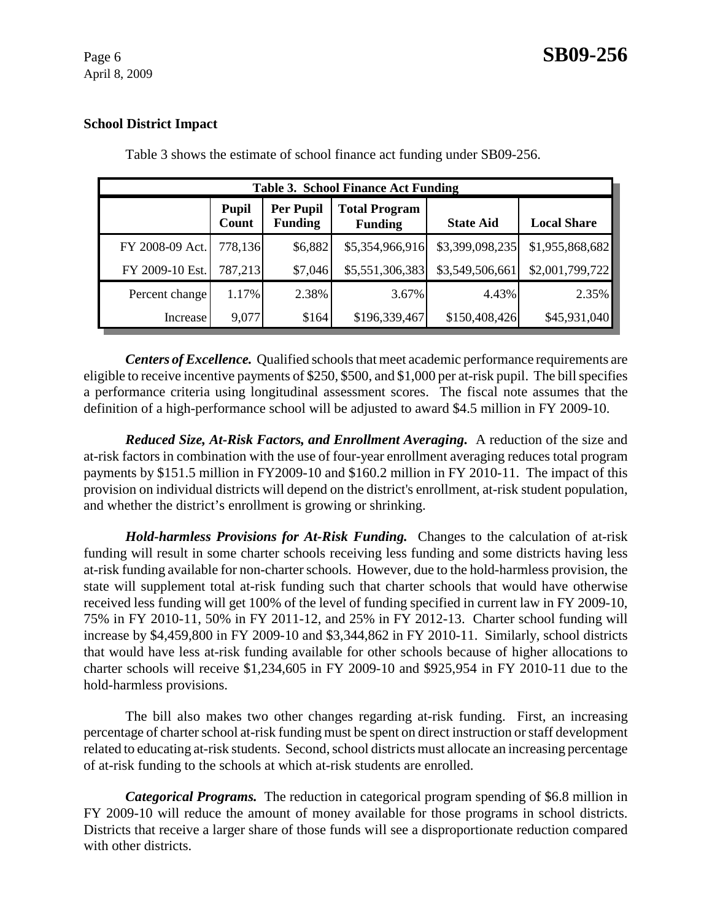### School District Impact

Table 3 shows the estimate of school finance act funding under SB09-256.

| Table 3. School Finance Act Funding | | | | | |
|---|---|---|---|---|---|
| | **Pupil Count** | **Per Pupil Funding** | **Total Program Funding** | **State Aid** | **Local Share** |
| FY 2008-09 Act. | 778,136 | $6,882 | $5,354,966,916 | $3,399,098,235 | $1,955,868,682 |
| FY 2009-10 Est. | 787,213 | $7,046 | $5,551,306,383 | $3,549,506,661 | $2,001,799,722 |
| Percent change | 1.17% | 2.38% | 3.67% | 4.43% | 2.35% |
| Increase | 9,077 | $164 | $196,339,467 | $150,408,426 | $45,931,040 |

***Centers of Excellence.*** Qualified schools that meet academic performance requirements are eligible to receive incentive payments of $250, $500, and $1,000 per at-risk pupil. The bill specifies a performance criteria using longitudinal assessment scores. The fiscal note assumes that the definition of a high-performance school will be adjusted to award $4.5 million in FY 2009-10.

***Reduced Size, At-Risk Factors, and Enrollment Averaging.*** A reduction of the size and at-risk factors in combination with the use of four-year enrollment averaging reduces total program payments by $151.5 million in FY2009-10 and $160.2 million in FY 2010-11. The impact of this provision on individual districts will depend on the district's enrollment, at-risk student population, and whether the district's enrollment is growing or shrinking.

***Hold-harmless Provisions for At-Risk Funding.*** Changes to the calculation of at-risk funding will result in some charter schools receiving less funding and some districts having less at-risk funding available for non-charter schools. However, due to the hold-harmless provision, the state will supplement total at-risk funding such that charter schools that would have otherwise received less funding will get 100% of the level of funding specified in current law in FY 2009-10, 75% in FY 2010-11, 50% in FY 2011-12, and 25% in FY 2012-13. Charter school funding will increase by $4,459,800 in FY 2009-10 and $3,344,862 in FY 2010-11. Similarly, school districts that would have less at-risk funding available for other schools because of higher allocations to charter schools will receive $1,234,605 in FY 2009-10 and $925,954 in FY 2010-11 due to the hold-harmless provisions.

The bill also makes two other changes regarding at-risk funding. First, an increasing percentage of charter school at-risk funding must be spent on direct instruction or staff development related to educating at-risk students. Second, school districts must allocate an increasing percentage of at-risk funding to the schools at which at-risk students are enrolled.

***Categorical Programs.*** The reduction in categorical program spending of $6.8 million in FY 2009-10 will reduce the amount of money available for those programs in school districts. Districts that receive a larger share of those funds will see a disproportionate reduction compared with other districts.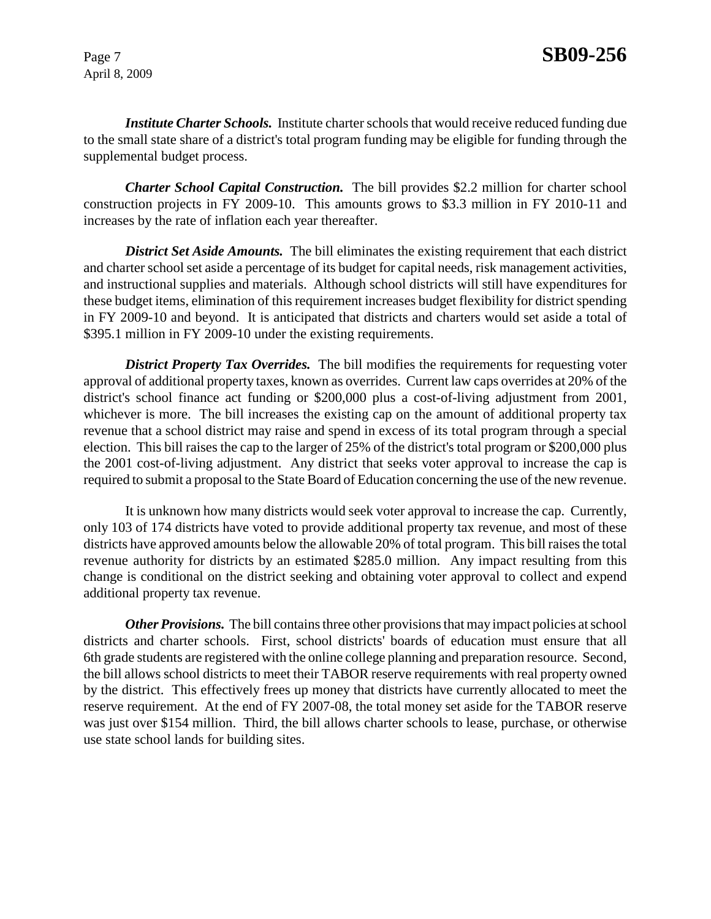***Institute Charter Schools.*** Institute charter schools that would receive reduced funding due to the small state share of a district's total program funding may be eligible for funding through the supplemental budget process.

***Charter School Capital Construction.*** The bill provides $2.2 million for charter school construction projects in FY 2009-10. This amounts grows to $3.3 million in FY 2010-11 and increases by the rate of inflation each year thereafter.

***District Set Aside Amounts.*** The bill eliminates the existing requirement that each district and charter school set aside a percentage of its budget for capital needs, risk management activities, and instructional supplies and materials. Although school districts will still have expenditures for these budget items, elimination of this requirement increases budget flexibility for district spending in FY 2009-10 and beyond. It is anticipated that districts and charters would set aside a total of $395.1 million in FY 2009-10 under the existing requirements.

***District Property Tax Overrides.*** The bill modifies the requirements for requesting voter approval of additional property taxes, known as overrides. Current law caps overrides at 20% of the district's school finance act funding or $200,000 plus a cost-of-living adjustment from 2001, whichever is more. The bill increases the existing cap on the amount of additional property tax revenue that a school district may raise and spend in excess of its total program through a special election. This bill raises the cap to the larger of 25% of the district's total program or $200,000 plus the 2001 cost-of-living adjustment. Any district that seeks voter approval to increase the cap is required to submit a proposal to the State Board of Education concerning the use of the new revenue.

It is unknown how many districts would seek voter approval to increase the cap. Currently, only 103 of 174 districts have voted to provide additional property tax revenue, and most of these districts have approved amounts below the allowable 20% of total program. This bill raises the total revenue authority for districts by an estimated $285.0 million. Any impact resulting from this change is conditional on the district seeking and obtaining voter approval to collect and expend additional property tax revenue.

***Other Provisions.*** The bill contains three other provisions that may impact policies at school districts and charter schools. First, school districts' boards of education must ensure that all 6th grade students are registered with the online college planning and preparation resource. Second, the bill allows school districts to meet their TABOR reserve requirements with real property owned by the district. This effectively frees up money that districts have currently allocated to meet the reserve requirement. At the end of FY 2007-08, the total money set aside for the TABOR reserve was just over $154 million. Third, the bill allows charter schools to lease, purchase, or otherwise use state school lands for building sites.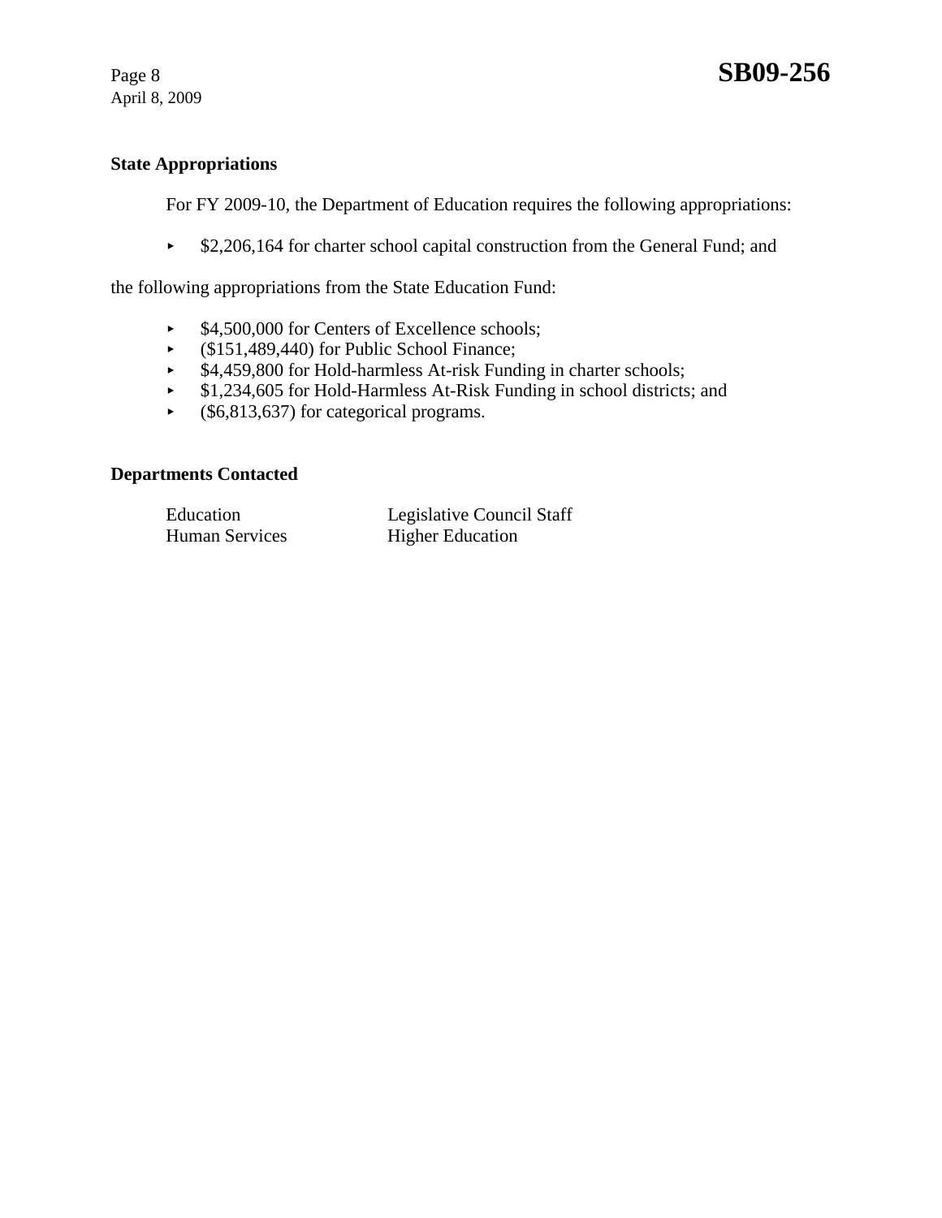**State Appropriations**

For FY 2009-10, the Department of Education requires the following appropriations:

- $2,206,164 for charter school capital construction from the General Fund; and

the following appropriations from the State Education Fund:

- $4,500,000 for Centers of Excellence schools;
- ($151,489,440) for Public School Finance;
- $4,459,800 for Hold-harmless At-risk Funding in charter schools;
- $1,234,605 for Hold-Harmless At-Risk Funding in school districts; and
- ($6,813,637) for categorical programs.

**Departments Contacted**

| | |
|---|---|
| Education | Legislative Council Staff |
| Human Services | Higher Education |